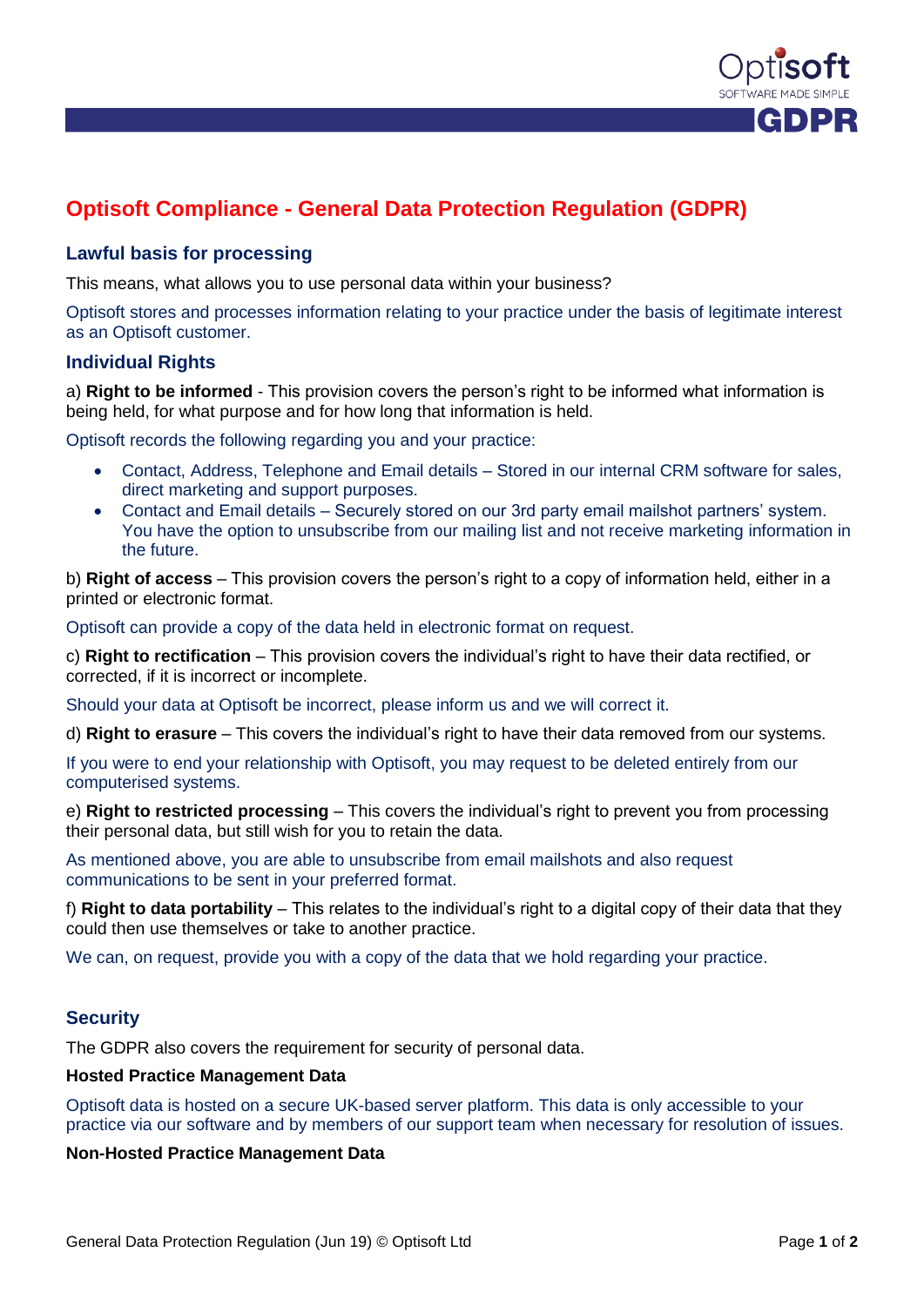# Optisoft Compliance - General Data Protection Regulation (GDPR)

## Lawful basis for processing

This means, what allows you to use personal data within your business?

Optisoft stores and processes information relating to your practice under the basis of legitimate interest as an Optisoft customer.

## Individual Rights

a) **Right to be informed** - This provision covers the person's right to be informed what information is being held, for what purpose and for how long that information is held.

Optisoft records the following regarding you and your practice:

- Contact, Address, Telephone and Email details – Stored in our internal CRM software for sales, direct marketing and support purposes.
- Contact and Email details – Securely stored on our 3rd party email mailshot partners' system. You have the option to unsubscribe from our mailing list and not receive marketing information in the future.

b) **Right of access** – This provision covers the person's right to a copy of information held, either in a printed or electronic format.

Optisoft can provide a copy of the data held in electronic format on request.

c) **Right to rectification** – This provision covers the individual's right to have their data rectified, or corrected, if it is incorrect or incomplete.

Should your data at Optisoft be incorrect, please inform us and we will correct it.

d) **Right to erasure** – This covers the individual's right to have their data removed from our systems.

If you were to end your relationship with Optisoft, you may request to be deleted entirely from our computerised systems.

e) **Right to restricted processing** – This covers the individual's right to prevent you from processing their personal data, but still wish for you to retain the data.

As mentioned above, you are able to unsubscribe from email mailshots and also request communications to be sent in your preferred format.

f) **Right to data portability** – This relates to the individual's right to a digital copy of their data that they could then use themselves or take to another practice.

We can, on request, provide you with a copy of the data that we hold regarding your practice.

## Security

The GDPR also covers the requirement for security of personal data.

**Hosted Practice Management Data**

Optisoft data is hosted on a secure UK-based server platform. This data is only accessible to your practice via our software and by members of our support team when necessary for resolution of issues.

**Non-Hosted Practice Management Data**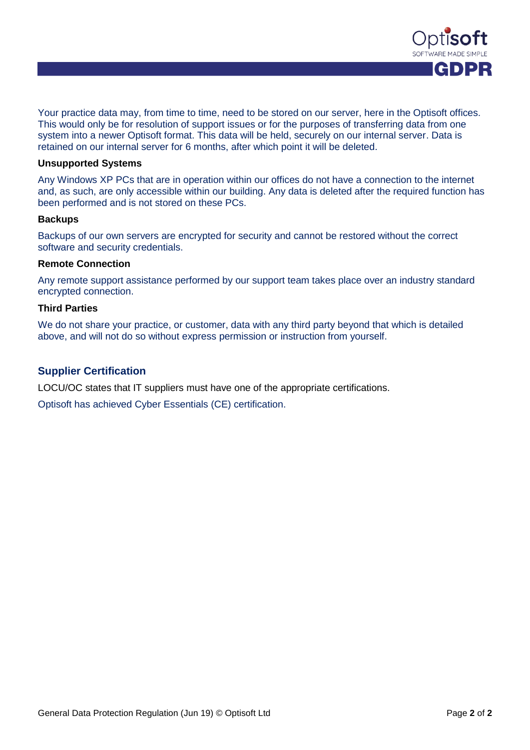Your practice data may, from time to time, need to be stored on our server, here in the Optisoft offices. This would only be for resolution of support issues or for the purposes of transferring data from one system into a newer Optisoft format. This data will be held, securely on our internal server. Data is retained on our internal server for 6 months, after which point it will be deleted.

**Unsupported Systems**

Any Windows XP PCs that are in operation within our offices do not have a connection to the internet and, as such, are only accessible within our building. Any data is deleted after the required function has been performed and is not stored on these PCs.

**Backups**

Backups of our own servers are encrypted for security and cannot be restored without the correct software and security credentials.

**Remote Connection**

Any remote support assistance performed by our support team takes place over an industry standard encrypted connection.

**Third Parties**

We do not share your practice, or customer, data with any third party beyond that which is detailed above, and will not do so without express permission or instruction from yourself.

## Supplier Certification

LOCU/OC states that IT suppliers must have one of the appropriate certifications.

Optisoft has achieved Cyber Essentials (CE) certification.